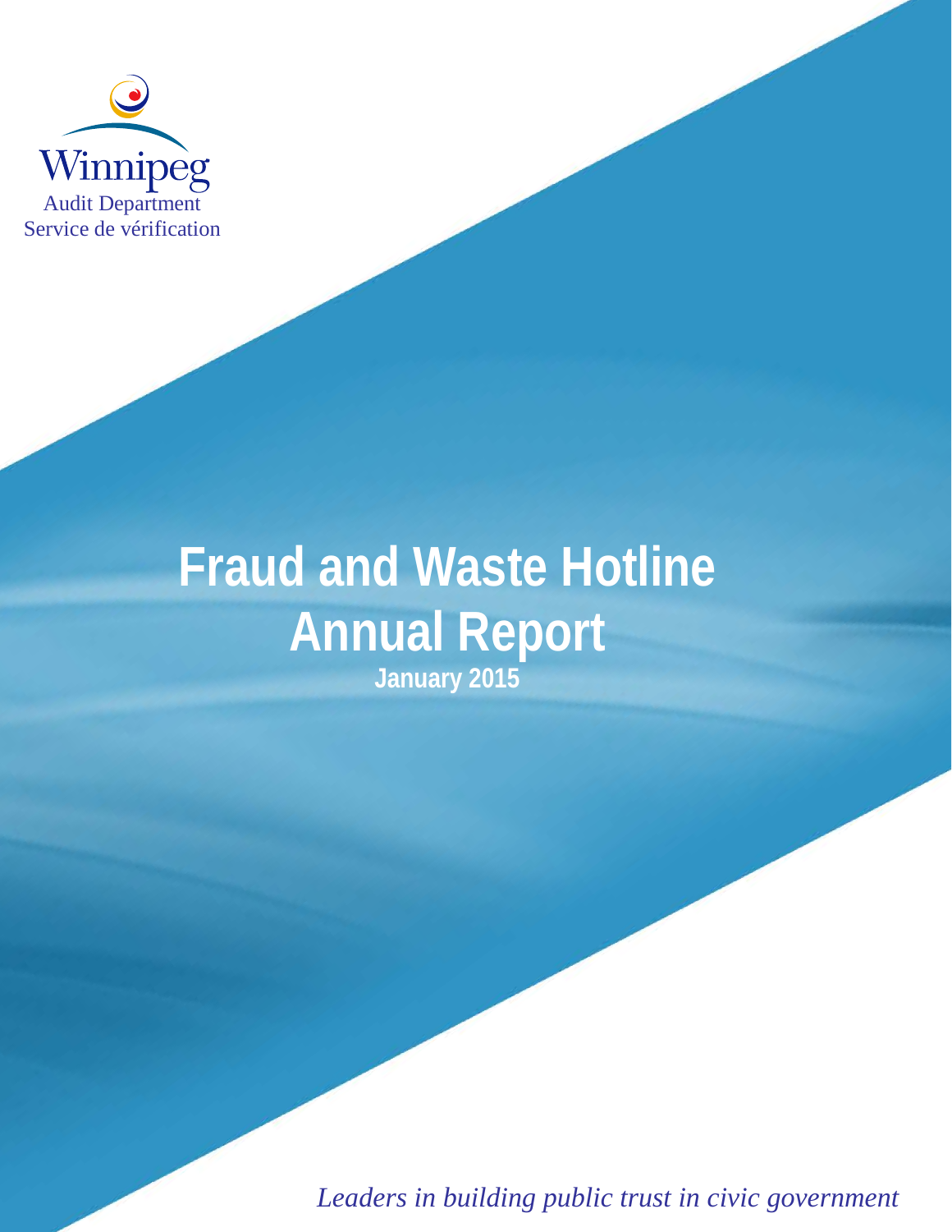Winnipeg
Audit Department
Service de vérification

# Fraud and Waste Hotline Annual Report

**January 2015**

*Leaders in building public trust in civic government*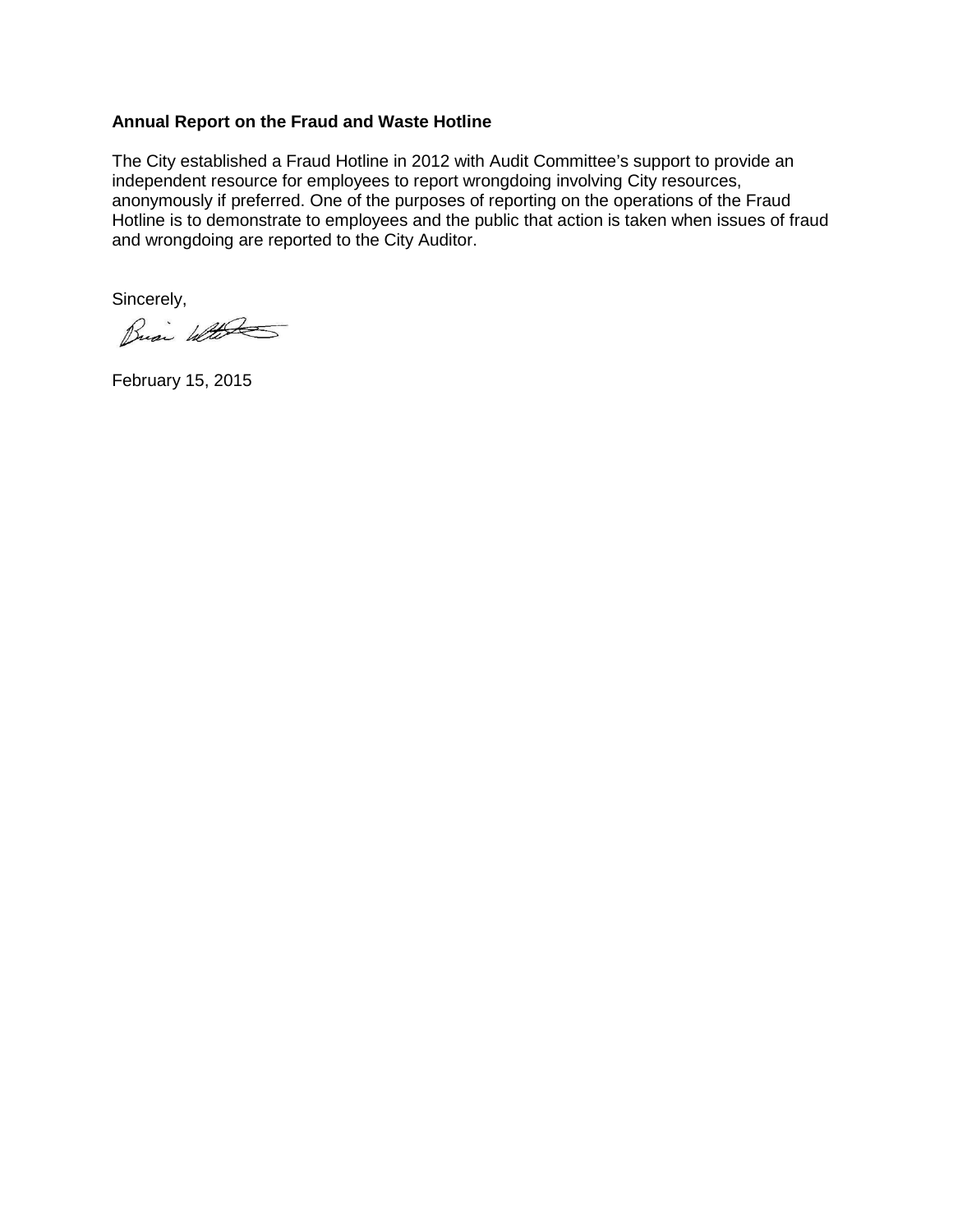**Annual Report on the Fraud and Waste Hotline**

The City established a Fraud Hotline in 2012 with Audit Committee's support to provide an independent resource for employees to report wrongdoing involving City resources, anonymously if preferred. One of the purposes of reporting on the operations of the Fraud Hotline is to demonstrate to employees and the public that action is taken when issues of fraud and wrongdoing are reported to the City Auditor.

Sincerely,

February 15, 2015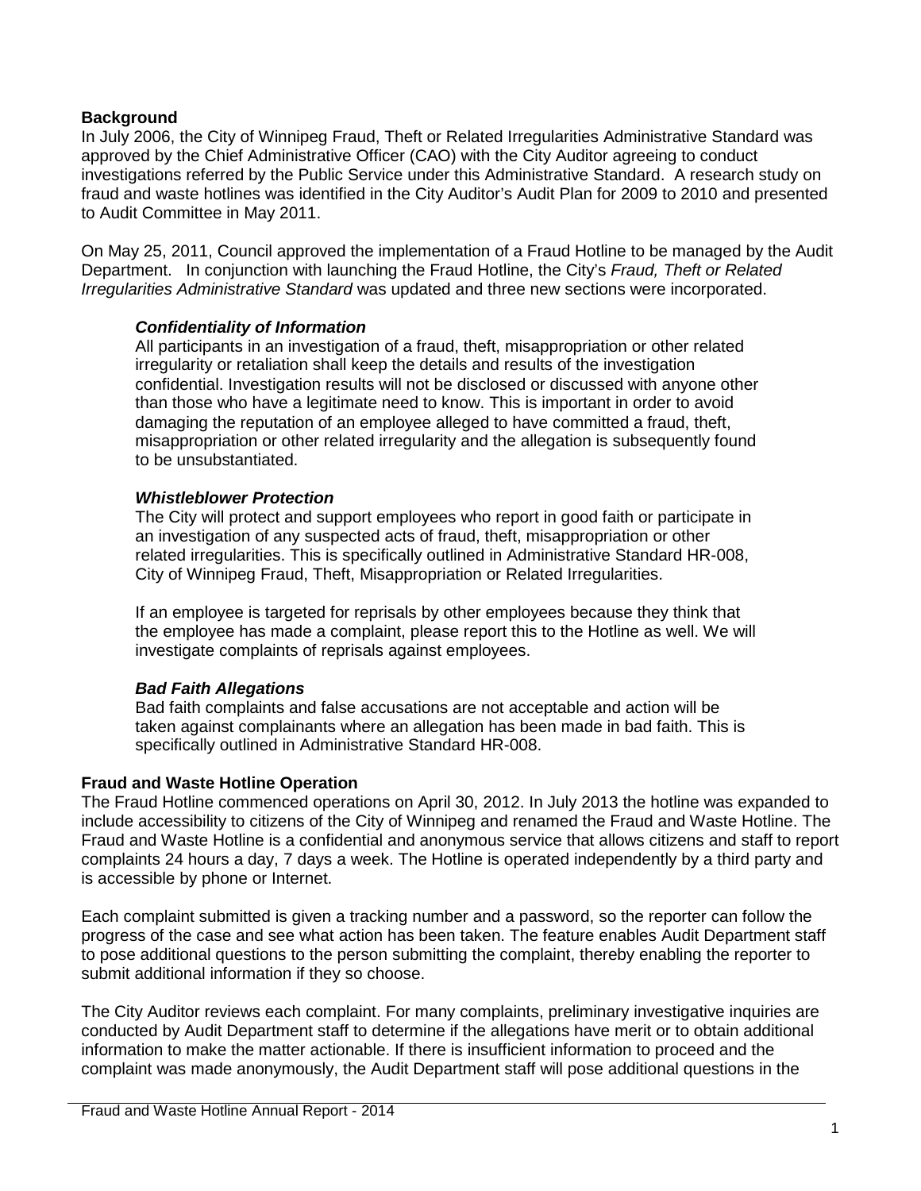**Background**

In July 2006, the City of Winnipeg Fraud, Theft or Related Irregularities Administrative Standard was approved by the Chief Administrative Officer (CAO) with the City Auditor agreeing to conduct investigations referred by the Public Service under this Administrative Standard. A research study on fraud and waste hotlines was identified in the City Auditor's Audit Plan for 2009 to 2010 and presented to Audit Committee in May 2011.

On May 25, 2011, Council approved the implementation of a Fraud Hotline to be managed by the Audit Department. In conjunction with launching the Fraud Hotline, the City's *Fraud, Theft or Related Irregularities Administrative Standard* was updated and three new sections were incorporated.

> ***Confidentiality of Information***
>
> All participants in an investigation of a fraud, theft, misappropriation or other related irregularity or retaliation shall keep the details and results of the investigation confidential. Investigation results will not be disclosed or discussed with anyone other than those who have a legitimate need to know. This is important in order to avoid damaging the reputation of an employee alleged to have committed a fraud, theft, misappropriation or other related irregularity and the allegation is subsequently found to be unsubstantiated.
>
> ***Whistleblower Protection***
>
> The City will protect and support employees who report in good faith or participate in an investigation of any suspected acts of fraud, theft, misappropriation or other related irregularities. This is specifically outlined in Administrative Standard HR-008, City of Winnipeg Fraud, Theft, Misappropriation or Related Irregularities.
>
> If an employee is targeted for reprisals by other employees because they think that the employee has made a complaint, please report this to the Hotline as well. We will investigate complaints of reprisals against employees.
>
> ***Bad Faith Allegations***
>
> Bad faith complaints and false accusations are not acceptable and action will be taken against complainants where an allegation has been made in bad faith. This is specifically outlined in Administrative Standard HR-008.

**Fraud and Waste Hotline Operation**

The Fraud Hotline commenced operations on April 30, 2012. In July 2013 the hotline was expanded to include accessibility to citizens of the City of Winnipeg and renamed the Fraud and Waste Hotline. The Fraud and Waste Hotline is a confidential and anonymous service that allows citizens and staff to report complaints 24 hours a day, 7 days a week. The Hotline is operated independently by a third party and is accessible by phone or Internet.

Each complaint submitted is given a tracking number and a password, so the reporter can follow the progress of the case and see what action has been taken. The feature enables Audit Department staff to pose additional questions to the person submitting the complaint, thereby enabling the reporter to submit additional information if they so choose.

The City Auditor reviews each complaint. For many complaints, preliminary investigative inquiries are conducted by Audit Department staff to determine if the allegations have merit or to obtain additional information to make the matter actionable. If there is insufficient information to proceed and the complaint was made anonymously, the Audit Department staff will pose additional questions in the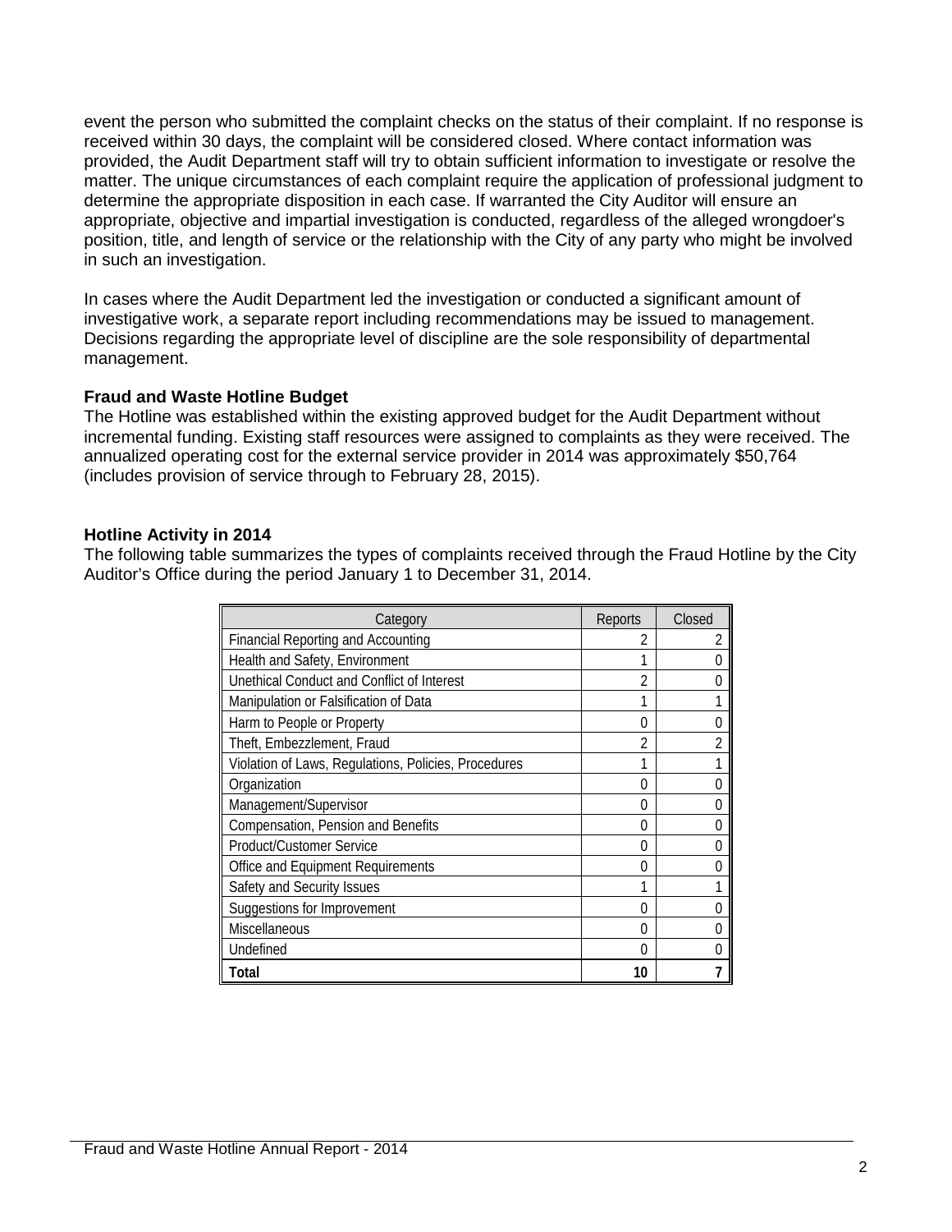event the person who submitted the complaint checks on the status of their complaint. If no response is received within 30 days, the complaint will be considered closed. Where contact information was provided, the Audit Department staff will try to obtain sufficient information to investigate or resolve the matter. The unique circumstances of each complaint require the application of professional judgment to determine the appropriate disposition in each case. If warranted the City Auditor will ensure an appropriate, objective and impartial investigation is conducted, regardless of the alleged wrongdoer's position, title, and length of service or the relationship with the City of any party who might be involved in such an investigation.

In cases where the Audit Department led the investigation or conducted a significant amount of investigative work, a separate report including recommendations may be issued to management. Decisions regarding the appropriate level of discipline are the sole responsibility of departmental management.

**Fraud and Waste Hotline Budget**

The Hotline was established within the existing approved budget for the Audit Department without incremental funding. Existing staff resources were assigned to complaints as they were received. The annualized operating cost for the external service provider in 2014 was approximately $50,764 (includes provision of service through to February 28, 2015).

**Hotline Activity in 2014**

The following table summarizes the types of complaints received through the Fraud Hotline by the City Auditor's Office during the period January 1 to December 31, 2014.

| Category | Reports | Closed |
|---|---|---|
| Financial Reporting and Accounting | 2 | 2 |
| Health and Safety, Environment | 1 | 0 |
| Unethical Conduct and Conflict of Interest | 2 | 0 |
| Manipulation or Falsification of Data | 1 | 1 |
| Harm to People or Property | 0 | 0 |
| Theft, Embezzlement, Fraud | 2 | 2 |
| Violation of Laws, Regulations, Policies, Procedures | 1 | 1 |
| Organization | 0 | 0 |
| Management/Supervisor | 0 | 0 |
| Compensation, Pension and Benefits | 0 | 0 |
| Product/Customer Service | 0 | 0 |
| Office and Equipment Requirements | 0 | 0 |
| Safety and Security Issues | 1 | 1 |
| Suggestions for Improvement | 0 | 0 |
| Miscellaneous | 0 | 0 |
| Undefined | 0 | 0 |
| **Total** | **10** | **7** |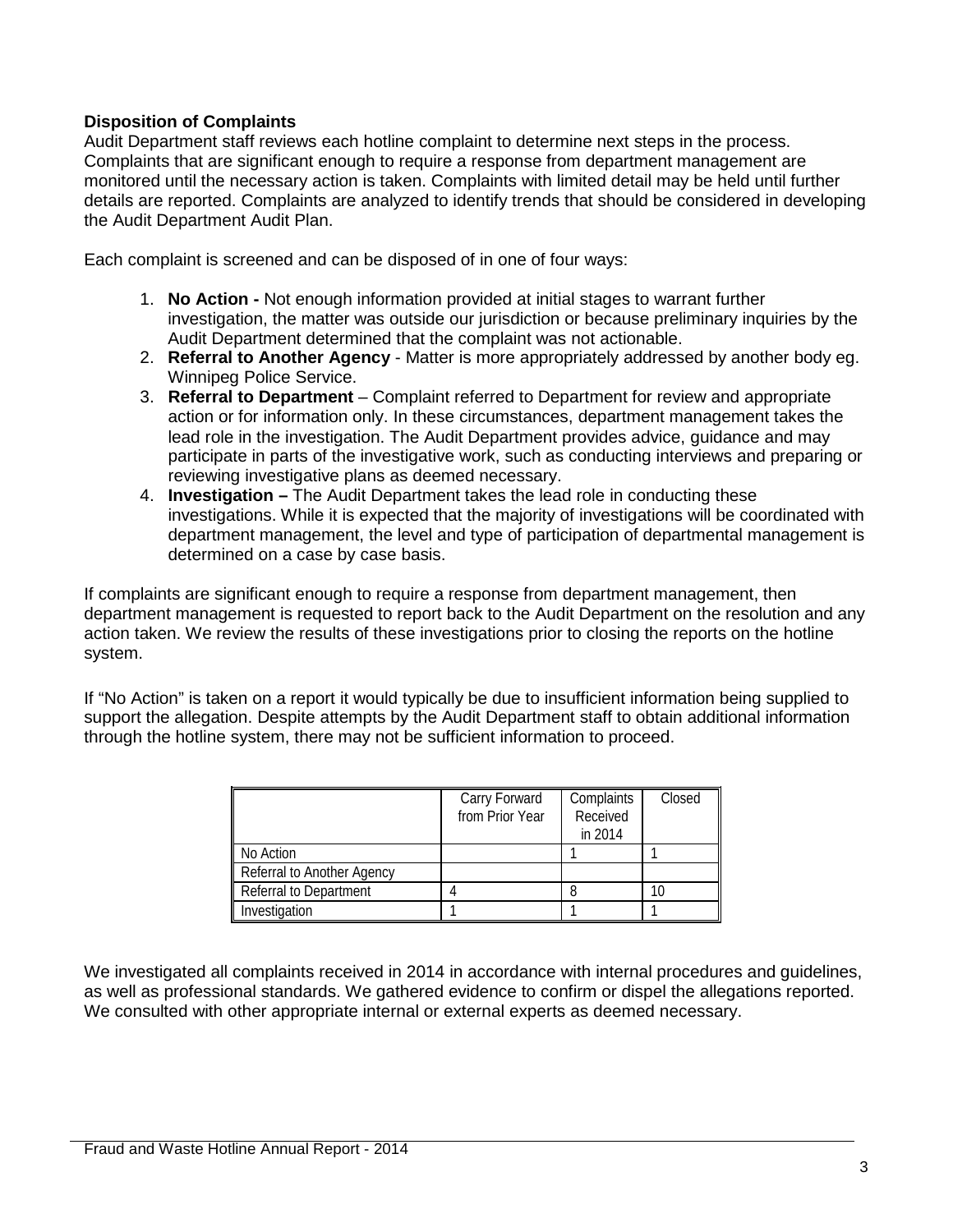**Disposition of Complaints**

Audit Department staff reviews each hotline complaint to determine next steps in the process. Complaints that are significant enough to require a response from department management are monitored until the necessary action is taken. Complaints with limited detail may be held until further details are reported. Complaints are analyzed to identify trends that should be considered in developing the Audit Department Audit Plan.

Each complaint is screened and can be disposed of in one of four ways:

1. **No Action -** Not enough information provided at initial stages to warrant further investigation, the matter was outside our jurisdiction or because preliminary inquiries by the Audit Department determined that the complaint was not actionable.
2. **Referral to Another Agency** - Matter is more appropriately addressed by another body eg. Winnipeg Police Service.
3. **Referral to Department** – Complaint referred to Department for review and appropriate action or for information only. In these circumstances, department management takes the lead role in the investigation. The Audit Department provides advice, guidance and may participate in parts of the investigative work, such as conducting interviews and preparing or reviewing investigative plans as deemed necessary.
4. **Investigation –** The Audit Department takes the lead role in conducting these investigations. While it is expected that the majority of investigations will be coordinated with department management, the level and type of participation of departmental management is determined on a case by case basis.

If complaints are significant enough to require a response from department management, then department management is requested to report back to the Audit Department on the resolution and any action taken. We review the results of these investigations prior to closing the reports on the hotline system.

If "No Action" is taken on a report it would typically be due to insufficient information being supplied to support the allegation. Despite attempts by the Audit Department staff to obtain additional information through the hotline system, there may not be sufficient information to proceed.

| | Carry Forward from Prior Year | Complaints Received in 2014 | Closed |
|---|---|---|---|
| No Action | | 1 | 1 |
| Referral to Another Agency | | | |
| Referral to Department | 4 | 8 | 10 |
| Investigation | 1 | 1 | 1 |

We investigated all complaints received in 2014 in accordance with internal procedures and guidelines, as well as professional standards. We gathered evidence to confirm or dispel the allegations reported. We consulted with other appropriate internal or external experts as deemed necessary.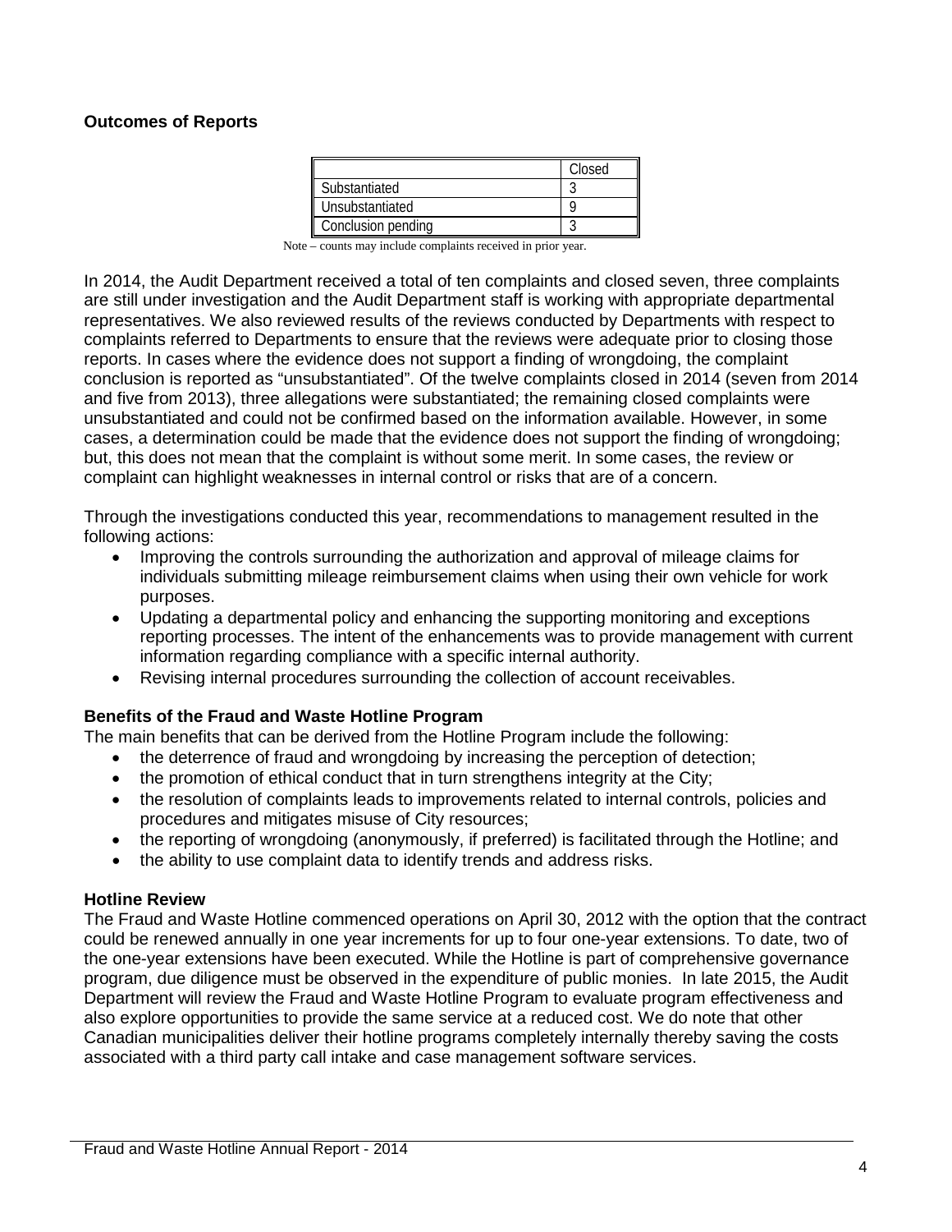## Outcomes of Reports

| | Closed |
|---|---|
| Substantiated | 3 |
| Unsubstantiated | 9 |
| Conclusion pending | 3 |

Note – counts may include complaints received in prior year.

In 2014, the Audit Department received a total of ten complaints and closed seven, three complaints are still under investigation and the Audit Department staff is working with appropriate departmental representatives. We also reviewed results of the reviews conducted by Departments with respect to complaints referred to Departments to ensure that the reviews were adequate prior to closing those reports. In cases where the evidence does not support a finding of wrongdoing, the complaint conclusion is reported as "unsubstantiated". Of the twelve complaints closed in 2014 (seven from 2014 and five from 2013), three allegations were substantiated; the remaining closed complaints were unsubstantiated and could not be confirmed based on the information available. However, in some cases, a determination could be made that the evidence does not support the finding of wrongdoing; but, this does not mean that the complaint is without some merit. In some cases, the review or complaint can highlight weaknesses in internal control or risks that are of a concern.

Through the investigations conducted this year, recommendations to management resulted in the following actions:

- Improving the controls surrounding the authorization and approval of mileage claims for individuals submitting mileage reimbursement claims when using their own vehicle for work purposes.
- Updating a departmental policy and enhancing the supporting monitoring and exceptions reporting processes. The intent of the enhancements was to provide management with current information regarding compliance with a specific internal authority.
- Revising internal procedures surrounding the collection of account receivables.

### Benefits of the Fraud and Waste Hotline Program

The main benefits that can be derived from the Hotline Program include the following:

- the deterrence of fraud and wrongdoing by increasing the perception of detection;
- the promotion of ethical conduct that in turn strengthens integrity at the City;
- the resolution of complaints leads to improvements related to internal controls, policies and procedures and mitigates misuse of City resources;
- the reporting of wrongdoing (anonymously, if preferred) is facilitated through the Hotline; and
- the ability to use complaint data to identify trends and address risks.

### Hotline Review

The Fraud and Waste Hotline commenced operations on April 30, 2012 with the option that the contract could be renewed annually in one year increments for up to four one-year extensions. To date, two of the one-year extensions have been executed. While the Hotline is part of comprehensive governance program, due diligence must be observed in the expenditure of public monies. In late 2015, the Audit Department will review the Fraud and Waste Hotline Program to evaluate program effectiveness and also explore opportunities to provide the same service at a reduced cost. We do note that other Canadian municipalities deliver their hotline programs completely internally thereby saving the costs associated with a third party call intake and case management software services.